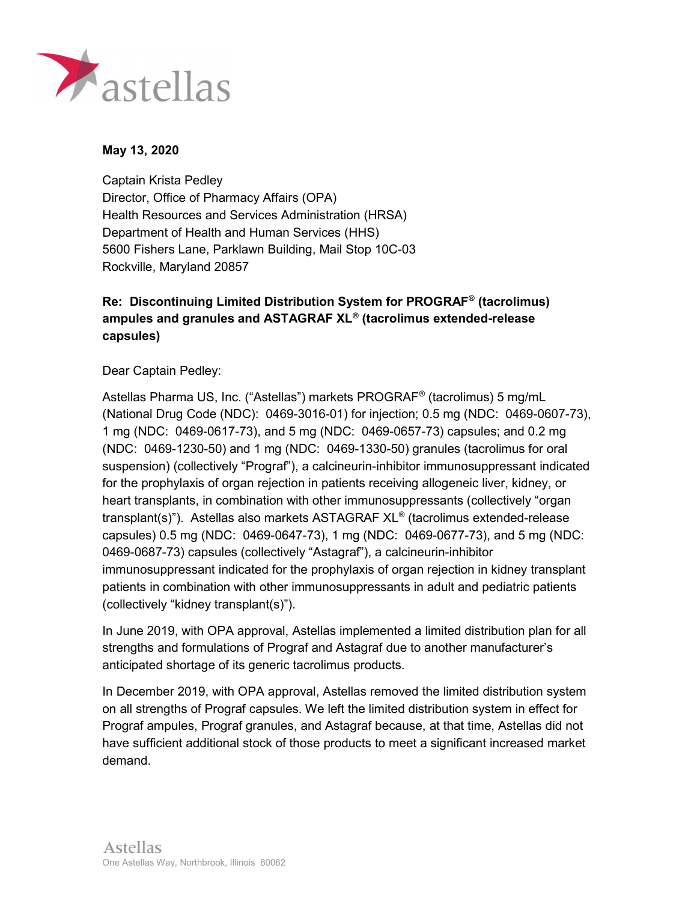**May 13, 2020**

Captain Krista Pedley
Director, Office of Pharmacy Affairs (OPA)
Health Resources and Services Administration (HRSA)
Department of Health and Human Services (HHS)
5600 Fishers Lane, Parklawn Building, Mail Stop 10C-03
Rockville, Maryland 20857

**Re: Discontinuing Limited Distribution System for PROGRAF® (tacrolimus) ampules and granules and ASTAGRAF XL® (tacrolimus extended-release capsules)**

Dear Captain Pedley:

Astellas Pharma US, Inc. ("Astellas") markets PROGRAF® (tacrolimus) 5 mg/mL (National Drug Code (NDC): 0469-3016-01) for injection; 0.5 mg (NDC: 0469-0607-73), 1 mg (NDC: 0469-0617-73), and 5 mg (NDC: 0469-0657-73) capsules; and 0.2 mg (NDC: 0469-1230-50) and 1 mg (NDC: 0469-1330-50) granules (tacrolimus for oral suspension) (collectively "Prograf"), a calcineurin-inhibitor immunosuppressant indicated for the prophylaxis of organ rejection in patients receiving allogeneic liver, kidney, or heart transplants, in combination with other immunosuppressants (collectively "organ transplant(s)"). Astellas also markets ASTAGRAF XL® (tacrolimus extended-release capsules) 0.5 mg (NDC: 0469-0647-73), 1 mg (NDC: 0469-0677-73), and 5 mg (NDC: 0469-0687-73) capsules (collectively "Astagraf"), a calcineurin-inhibitor immunosuppressant indicated for the prophylaxis of organ rejection in kidney transplant patients in combination with other immunosuppressants in adult and pediatric patients (collectively "kidney transplant(s)").

In June 2019, with OPA approval, Astellas implemented a limited distribution plan for all strengths and formulations of Prograf and Astagraf due to another manufacturer's anticipated shortage of its generic tacrolimus products.

In December 2019, with OPA approval, Astellas removed the limited distribution system on all strengths of Prograf capsules. We left the limited distribution system in effect for Prograf ampules, Prograf granules, and Astagraf because, at that time, Astellas did not have sufficient additional stock of those products to meet a significant increased market demand.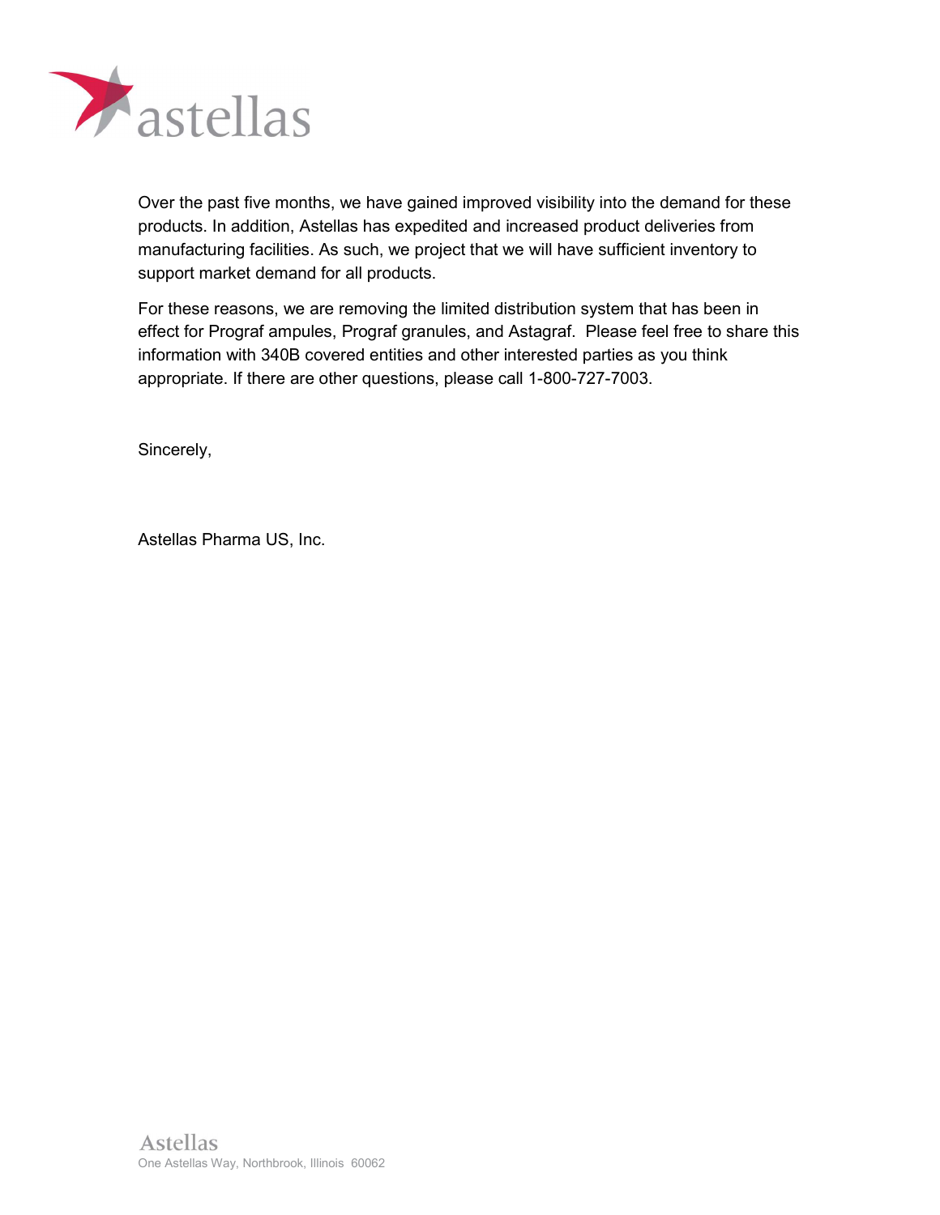Over the past five months, we have gained improved visibility into the demand for these products. In addition, Astellas has expedited and increased product deliveries from manufacturing facilities. As such, we project that we will have sufficient inventory to support market demand for all products.

For these reasons, we are removing the limited distribution system that has been in effect for Prograf ampules, Prograf granules, and Astagraf. Please feel free to share this information with 340B covered entities and other interested parties as you think appropriate. If there are other questions, please call 1-800-727-7003.

Sincerely,

Astellas Pharma US, Inc.